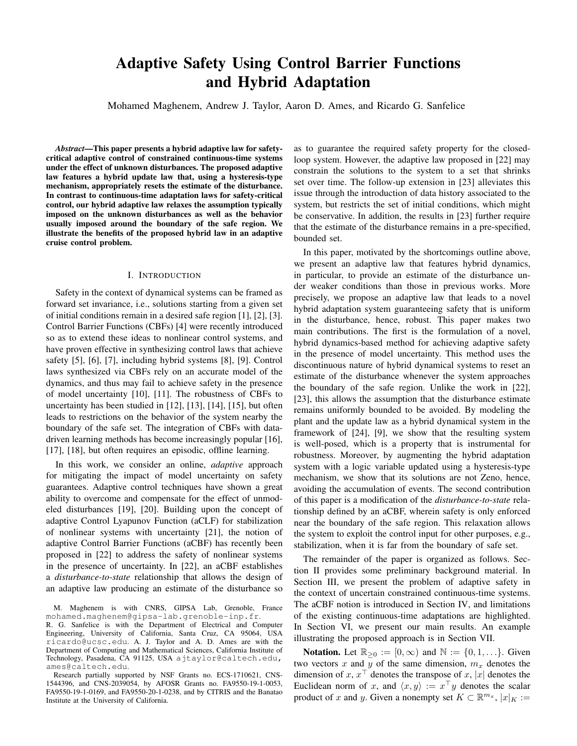# Adaptive Safety Using Control Barrier Functions and Hybrid Adaptation

Mohamed Maghenem, Andrew J. Taylor, Aaron D. Ames, and Ricardo G. Sanfelice

***Abstract*—This paper presents a hybrid adaptive law for safety-critical adaptive control of constrained continuous-time systems under the effect of unknown disturbances. The proposed adaptive law features a hybrid update law that, using a hysteresis-type mechanism, appropriately resets the estimate of the disturbance. In contrast to continuous-time adaptation laws for safety-critical control, our hybrid adaptive law relaxes the assumption typically imposed on the unknown disturbances as well as the behavior usually imposed around the boundary of the safe region. We illustrate the benefits of the proposed hybrid law in an adaptive cruise control problem.**

## I. Introduction

Safety in the context of dynamical systems can be framed as forward set invariance, i.e., solutions starting from a given set of initial conditions remain in a desired safe region [1], [2], [3]. Control Barrier Functions (CBFs) [4] were recently introduced so as to extend these ideas to nonlinear control systems, and have proven effective in synthesizing control laws that achieve safety [5], [6], [7], including hybrid systems [8], [9]. Control laws synthesized via CBFs rely on an accurate model of the dynamics, and thus may fail to achieve safety in the presence of model uncertainty [10], [11]. The robustness of CBFs to uncertainty has been studied in [12], [13], [14], [15], but often leads to restrictions on the behavior of the system nearby the boundary of the safe set. The integration of CBFs with data-driven learning methods has become increasingly popular [16], [17], [18], but often requires an episodic, offline learning.

In this work, we consider an online, *adaptive* approach for mitigating the impact of model uncertainty on safety guarantees. Adaptive control techniques have shown a great ability to overcome and compensate for the effect of unmodeled disturbances [19], [20]. Building upon the concept of adaptive Control Lyapunov Function (aCLF) for stabilization of nonlinear systems with uncertainty [21], the notion of adaptive Control Barrier Functions (aCBF) has recently been proposed in [22] to address the safety of nonlinear systems in the presence of uncertainty. In [22], an aCBF establishes a *disturbance-to-state* relationship that allows the design of an adaptive law producing an estimate of the disturbance so as to guarantee the required safety property for the closed-loop system. However, the adaptive law proposed in [22] may constrain the solutions to the system to a set that shrinks set over time. The follow-up extension in [23] alleviates this issue through the introduction of data history associated to the system, but restricts the set of initial conditions, which might be conservative. In addition, the results in [23] further require that the estimate of the disturbance remains in a pre-specified, bounded set.

In this paper, motivated by the shortcomings outline above, we present an adaptive law that features hybrid dynamics, in particular, to provide an estimate of the disturbance under weaker conditions than those in previous works. More precisely, we propose an adaptive law that leads to a novel hybrid adaptation system guaranteeing safety that is uniform in the disturbance, hence, robust. This paper makes two main contributions. The first is the formulation of a novel, hybrid dynamics-based method for achieving adaptive safety in the presence of model uncertainty. This method uses the discontinuous nature of hybrid dynamical systems to reset an estimate of the disturbance whenever the system approaches the boundary of the safe region. Unlike the work in [22], [23], this allows the assumption that the disturbance estimate remains uniformly bounded to be avoided. By modeling the plant and the update law as a hybrid dynamical system in the framework of [24], [9], we show that the resulting system is well-posed, which is a property that is instrumental for robustness. Moreover, by augmenting the hybrid adaptation system with a logic variable updated using a hysteresis-type mechanism, we show that its solutions are not Zeno, hence, avoiding the accumulation of events. The second contribution of this paper is a modification of the *disturbance-to-state* relationship defined by an aCBF, wherein safety is only enforced near the boundary of the safe region. This relaxation allows the system to exploit the control input for other purposes, e.g., stabilization, when it is far from the boundary of safe set.

The remainder of the paper is organized as follows. Section II provides some preliminary background material. In Section III, we present the problem of adaptive safety in the context of uncertain constrained continuous-time systems. The aCBF notion is introduced in Section IV, and limitations of the existing continuous-time adaptations are highlighted. In Section VI, we present our main results. An example illustrating the proposed approach is in Section VII.

**Notation.** Let $\mathbb{R}_{\geq 0} := [0, \infty)$ and $\mathbb{N} := \{0, 1, \ldots\}$. Given two vectors $x$ and $y$ of the same dimension, $m_x$ denotes the dimension of $x$, $x^\top$ denotes the transpose of $x$, $|x|$ denotes the Euclidean norm of $x$, and $\langle x, y\rangle := x^\top y$ denotes the scalar product of $x$ and $y$. Given a nonempty set $K \subset \mathbb{R}^{m_x}$, $|x|_K :=$

M. Maghenem is with CNRS, GIPSA Lab, Grenoble, France mohamed.maghenem@gipsa-lab.grenoble-inp.fr.
R. G. Sanfelice is with the Department of Electrical and Computer Engineering, University of California, Santa Cruz, CA 95064, USA ricardo@ucsc.edu. A. J. Taylor and A. D. Ames are with the Department of Computing and Mathematical Sciences, California Institute of Technology, Pasadena, CA 91125, USA ajtaylor@caltech.edu, ames@caltech.edu.

Research partially supported by NSF Grants no. ECS-1710621, CNS-1544396, and CNS-2039054, by AFOSR Grants no. FA9550-19-1-0053, FA9550-19-1-0169, and FA9550-20-1-0238, and by CITRIS and the Banatao Institute at the University of California.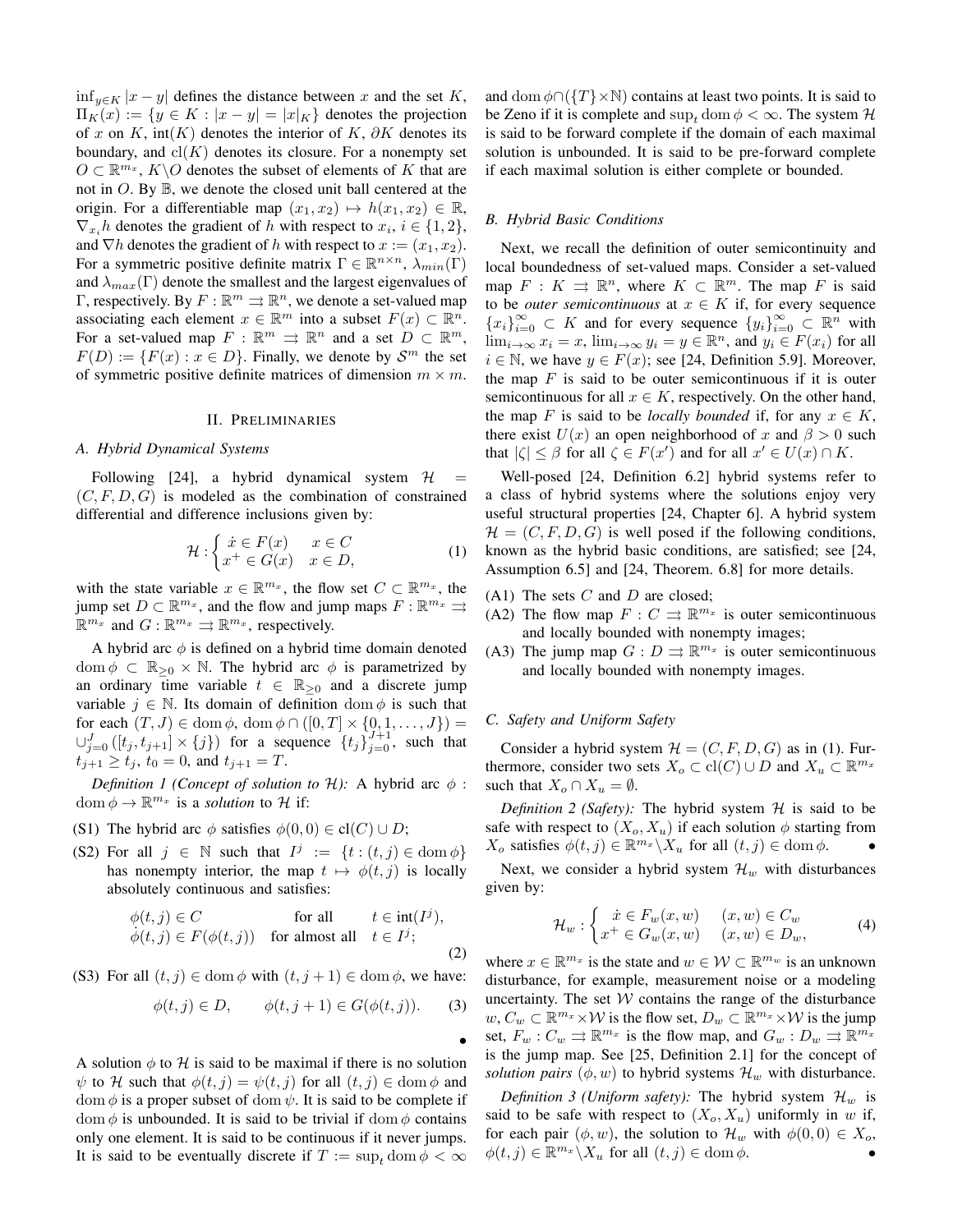$\inf_{y \in K} |x - y|$ defines the distance between $x$ and the set $K$, $\Pi_K(x) := \{y \in K : |x - y| = |x|_K\}$ denotes the projection of $x$ on $K$, $\text{int}(K)$ denotes the interior of $K$, $\partial K$ denotes its boundary, and $\text{cl}(K)$ denotes its closure. For a nonempty set $O \subset \mathbb{R}^{m_x}$, $K \backslash O$ denotes the subset of elements of $K$ that are not in $O$. By $\mathbb{B}$, we denote the closed unit ball centered at the origin. For a differentiable map $(x_1, x_2) \mapsto h(x_1, x_2) \in \mathbb{R}$, $\nabla_{x_i} h$ denotes the gradient of $h$ with respect to $x_i$, $i \in \{1, 2\}$, and $\nabla h$ denotes the gradient of $h$ with respect to $x := (x_1, x_2)$. For a symmetric positive definite matrix $\Gamma \in \mathbb{R}^{n \times n}$, $\lambda_{min}(\Gamma)$ and $\lambda_{max}(\Gamma)$ denote the smallest and the largest eigenvalues of $\Gamma$, respectively. By $F : \mathbb{R}^m \rightrightarrows \mathbb{R}^n$, we denote a set-valued map associating each element $x \in \mathbb{R}^m$ into a subset $F(x) \subset \mathbb{R}^n$. For a set-valued map $F : \mathbb{R}^m \rightrightarrows \mathbb{R}^n$ and a set $D \subset \mathbb{R}^m$, $F(D) := \{F(x) : x \in D\}$. Finally, we denote by $\mathcal{S}^m$ the set of symmetric positive definite matrices of dimension $m \times m$.

## II. Preliminaries

### A. Hybrid Dynamical Systems

Following [24], a hybrid dynamical system $\mathcal{H} = (C, F, D, G)$ is modeled as the combination of constrained differential and difference inclusions given by:

$$\mathcal{H} : \begin{cases} \dot{x} \in F(x) & x \in C \\ x^+ \in G(x) & x \in D, \end{cases} \tag{1}$$

with the state variable $x \in \mathbb{R}^{m_x}$, the flow set $C \subset \mathbb{R}^{m_x}$, the jump set $D \subset \mathbb{R}^{m_x}$, and the flow and jump maps $F : \mathbb{R}^{m_x} \rightrightarrows \mathbb{R}^{m_x}$ and $G : \mathbb{R}^{m_x} \rightrightarrows \mathbb{R}^{m_x}$, respectively.

A hybrid arc $\phi$ is defined on a hybrid time domain denoted $\text{dom}\, \phi \subset \mathbb{R}_{\geq 0} \times \mathbb{N}$. The hybrid arc $\phi$ is parametrized by an ordinary time variable $t \in \mathbb{R}_{\geq 0}$ and a discrete jump variable $j \in \mathbb{N}$. Its domain of definition $\text{dom}\, \phi$ is such that for each $(T, J) \in \text{dom}\, \phi$, $\text{dom}\, \phi \cap ([0, T] \times \{0, 1, \ldots, J\}) = \cup_{j=0}^{J} ([t_j, t_{j+1}] \times \{j\})$ for a sequence $\{t_j\}_{j=0}^{J+1}$, such that $t_{j+1} \geq t_j$, $t_0 = 0$, and $t_{J+1} = T$.

*Definition 1 (Concept of solution to $\mathcal{H}$):* A hybrid arc $\phi : \text{dom}\, \phi \to \mathbb{R}^{m_x}$ is a *solution* to $\mathcal{H}$ if:

(S1) The hybrid arc $\phi$ satisfies $\phi(0, 0) \in \text{cl}(C) \cup D$;

(S2) For all $j \in \mathbb{N}$ such that $I^j := \{t : (t, j) \in \text{dom}\, \phi\}$ has nonempty interior, the map $t \mapsto \phi(t, j)$ is locally absolutely continuous and satisfies:

$$\begin{aligned} &\phi(t, j) \in C && \text{for all} \quad t \in \text{int}(I^j), \\ &\dot{\phi}(t, j) \in F(\phi(t, j)) && \text{for almost all} \quad t \in I^j; \end{aligned} \tag{2}$$

(S3) For all $(t, j) \in \text{dom}\, \phi$ with $(t, j + 1) \in \text{dom}\, \phi$, we have:

$$\phi(t, j) \in D, \qquad \phi(t, j + 1) \in G(\phi(t, j)). \tag{3}$$

•

A solution $\phi$ to $\mathcal{H}$ is said to be maximal if there is no solution $\psi$ to $\mathcal{H}$ such that $\phi(t, j) = \psi(t, j)$ for all $(t, j) \in \text{dom}\, \phi$ and $\text{dom}\, \phi$ is a proper subset of $\text{dom}\, \psi$. It is said to be complete if $\text{dom}\, \phi$ is unbounded. It is said to be trivial if $\text{dom}\, \phi$ contains only one element. It is said to be continuous if it never jumps. It is said to be eventually discrete if $T := \sup_t \text{dom}\, \phi < \infty$ and $\text{dom}\, \phi \cap (\{T\} \times \mathbb{N})$ contains at least two points. It is said to be Zeno if it is complete and $\sup_t \text{dom}\, \phi < \infty$. The system $\mathcal{H}$ is said to be forward complete if the domain of each maximal solution is unbounded. It is said to be pre-forward complete if each maximal solution is either complete or bounded.

### B. Hybrid Basic Conditions

Next, we recall the definition of outer semicontinuity and local boundedness of set-valued maps. Consider a set-valued map $F : K \rightrightarrows \mathbb{R}^n$, where $K \subset \mathbb{R}^m$. The map $F$ is said to be *outer semicontinuous* at $x \in K$ if, for every sequence $\{x_i\}_{i=0}^{\infty} \subset K$ and for every sequence $\{y_i\}_{i=0}^{\infty} \subset \mathbb{R}^n$ with $\lim_{i \to \infty} x_i = x$, $\lim_{i \to \infty} y_i = y \in \mathbb{R}^n$, and $y_i \in F(x_i)$ for all $i \in \mathbb{N}$, we have $y \in F(x)$; see [24, Definition 5.9]. Moreover, the map $F$ is said to be outer semicontinuous if it is outer semicontinuous for all $x \in K$, respectively. On the other hand, the map $F$ is said to be *locally bounded* if, for any $x \in K$, there exist $U(x)$ an open neighborhood of $x$ and $\beta > 0$ such that $|\zeta| \leq \beta$ for all $\zeta \in F(x')$ and for all $x' \in U(x) \cap K$.

Well-posed [24, Definition 6.2] hybrid systems refer to a class of hybrid systems where the solutions enjoy very useful structural properties [24, Chapter 6]. A hybrid system $\mathcal{H} = (C, F, D, G)$ is well posed if the following conditions, known as the hybrid basic conditions, are satisfied; see [24, Assumption 6.5] and [24, Theorem. 6.8] for more details.

(A1) The sets $C$ and $D$ are closed;

(A2) The flow map $F : C \rightrightarrows \mathbb{R}^{m_x}$ is outer semicontinuous and locally bounded with nonempty images;

(A3) The jump map $G : D \rightrightarrows \mathbb{R}^{m_x}$ is outer semicontinuous and locally bounded with nonempty images.

### C. Safety and Uniform Safety

Consider a hybrid system $\mathcal{H} = (C, F, D, G)$ as in (1). Furthermore, consider two sets $X_o \subset \text{cl}(C) \cup D$ and $X_u \subset \mathbb{R}^{m_x}$ such that $X_o \cap X_u = \emptyset$.

*Definition 2 (Safety):* The hybrid system $\mathcal{H}$ is said to be safe with respect to $(X_o, X_u)$ if each solution $\phi$ starting from $X_o$ satisfies $\phi(t, j) \in \mathbb{R}^{m_x} \backslash X_u$ for all $(t, j) \in \text{dom}\, \phi$. •

Next, we consider a hybrid system $\mathcal{H}_w$ with disturbances given by:

$$\mathcal{H}_w : \begin{cases} \dot{x} \in F_w(x, w) & (x, w) \in C_w \\ x^+ \in G_w(x, w) & (x, w) \in D_w, \end{cases} \tag{4}$$

where $x \in \mathbb{R}^{m_x}$ is the state and $w \in \mathcal{W} \subset \mathbb{R}^{m_w}$ is an unknown disturbance, for example, measurement noise or a modeling uncertainty. The set $\mathcal{W}$ contains the range of the disturbance $w$, $C_w \subset \mathbb{R}^{m_x} \times \mathcal{W}$ is the flow set, $D_w \subset \mathbb{R}^{m_x} \times \mathcal{W}$ is the jump set, $F_w : C_w \rightrightarrows \mathbb{R}^{m_x}$ is the flow map, and $G_w : D_w \rightrightarrows \mathbb{R}^{m_x}$ is the jump map. See [25, Definition 2.1] for the concept of *solution pairs* $(\phi, w)$ to hybrid systems $\mathcal{H}_w$ with disturbance.

*Definition 3 (Uniform safety):* The hybrid system $\mathcal{H}_w$ is said to be safe with respect to $(X_o, X_u)$ uniformly in $w$ if, for each pair $(\phi, w)$, the solution to $\mathcal{H}_w$ with $\phi(0, 0) \in X_o$, $\phi(t, j) \in \mathbb{R}^{m_x} \backslash X_u$ for all $(t, j) \in \text{dom}\, \phi$. •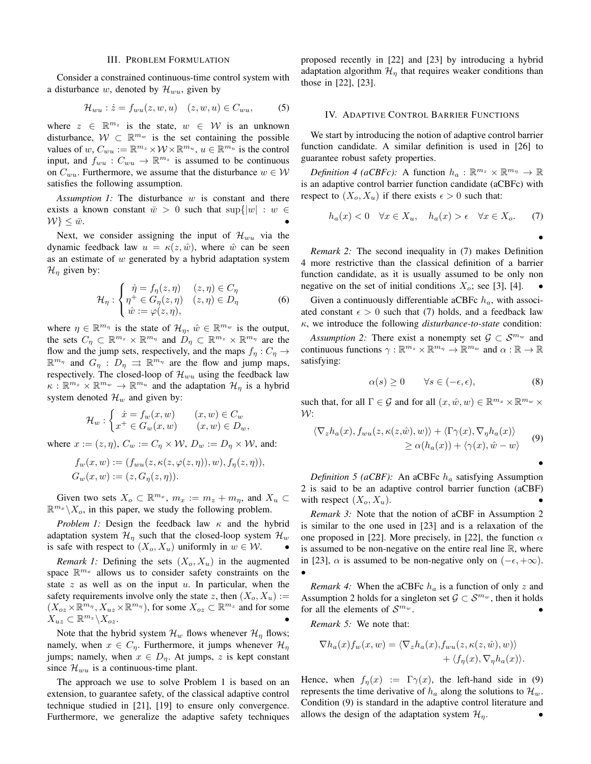## III. Problem Formulation

Consider a constrained continuous-time control system with a disturbance $w$, denoted by $\mathcal{H}_{wu}$, given by

$$\mathcal{H}_{wu} : \dot{z} = f_{wu}(z, w, u) \quad (z, w, u) \in C_{wu}, \tag{5}$$

where $z \in \mathbb{R}^{m_z}$ is the state, $w \in \mathcal{W}$ is an unknown disturbance, $\mathcal{W} \subset \mathbb{R}^{m_w}$ is the set containing the possible values of $w$, $C_{wu} := \mathbb{R}^{m_z} \times \mathcal{W} \times \mathbb{R}^{m_u}$, $u \in \mathbb{R}^{m_u}$ is the control input, and $f_{wu} : C_{wu} \to \mathbb{R}^{m_z}$ is assumed to be continuous on $C_{wu}$. Furthermore, we assume that the disturbance $w \in \mathcal{W}$ satisfies the following assumption.

*Assumption 1:* The disturbance $w$ is constant and there exists a known constant $\bar{w} > 0$ such that $\sup\{|w| : w \in \mathcal{W}\} \leq \bar{w}$. •

Next, we consider assigning the input of $\mathcal{H}_{wu}$ via the dynamic feedback law $u = \kappa(z, \hat{w})$, where $\hat{w}$ can be seen as an estimate of $w$ generated by a hybrid adaptation system $\mathcal{H}_\eta$ given by:

$$\mathcal{H}_\eta : \begin{cases} \dot{\eta} = f_\eta(z, \eta) & (z, \eta) \in C_\eta \\ \eta^+ \in G_\eta(z, \eta) & (z, \eta) \in D_\eta \\ \hat{w} := \varphi(z, \eta), \end{cases} \tag{6}$$

where $\eta \in \mathbb{R}^{m_\eta}$ is the state of $\mathcal{H}_\eta$, $\hat{w} \in \mathbb{R}^{m_w}$ is the output, the sets $C_\eta \subset \mathbb{R}^{m_z} \times \mathbb{R}^{m_\eta}$ and $D_\eta \subset \mathbb{R}^{m_z} \times \mathbb{R}^{m_\eta}$ are the flow and the jump sets, respectively, and the maps $f_\eta : C_\eta \to \mathbb{R}^{m_\eta}$ and $G_\eta : D_\eta \rightrightarrows \mathbb{R}^{m_\eta}$ are the flow and jump maps, respectively. The closed-loop of $\mathcal{H}_{wu}$ using the feedback law $\kappa : \mathbb{R}^{m_z} \times \mathbb{R}^{m_w} \to \mathbb{R}^{m_u}$ and the adaptation $\mathcal{H}_\eta$ is a hybrid system denoted $\mathcal{H}_w$ and given by:

$$\mathcal{H}_w : \begin{cases} \dot{x} = f_w(x, w) & (x, w) \in C_w \\ x^+ \in G_w(x, w) & (x, w) \in D_w, \end{cases}$$

where $x := (z, \eta)$, $C_w := C_\eta \times \mathcal{W}$, $D_w := D_\eta \times \mathcal{W}$, and:

$$f_w(x, w) := (f_{wu}(z, \kappa(z, \varphi(z, \eta)), w), f_\eta(z, \eta)),$$
$$G_w(x, w) := (z, G_\eta(z, \eta)).$$

Given two sets $X_o \subset \mathbb{R}^{m_x}$, $m_x := m_z + m_\eta$, and $X_u \subset \mathbb{R}^{m_x} \backslash X_o$, in this paper, we study the following problem.

*Problem 1:* Design the feedback law $\kappa$ and the hybrid adaptation system $\mathcal{H}_\eta$ such that the closed-loop system $\mathcal{H}_w$ is safe with respect to $(X_o, X_u)$ uniformly in $w \in \mathcal{W}$. •

*Remark 1:* Defining the sets $(X_o, X_u)$ in the augmented space $\mathbb{R}^{m_x}$ allows us to consider safety constraints on the state $z$ as well as on the input $u$. In particular, when the safety requirements involve only the state $z$, then $(X_o, X_u) := (X_{oz} \times \mathbb{R}^{m_\eta}, X_{uz} \times \mathbb{R}^{m_\eta})$, for some $X_{oz} \subset \mathbb{R}^{m_z}$ and for some $X_{uz} \subset \mathbb{R}^{m_z} \backslash X_{oz}$. •

Note that the hybrid system $\mathcal{H}_w$ flows whenever $\mathcal{H}_\eta$ flows; namely, when $x \in C_\eta$. Furthermore, it jumps whenever $\mathcal{H}_\eta$ jumps; namely, when $x \in D_\eta$. At jumps, $z$ is kept constant since $\mathcal{H}_{wu}$ is a continuous-time plant.

The approach we use to solve Problem 1 is based on an extension, to guarantee safety, of the classical adaptive control technique studied in [21], [19] to ensure only convergence. Furthermore, we generalize the adaptive safety techniques proposed recently in [22] and [23] by introducing a hybrid adaptation algorithm $\mathcal{H}_\eta$ that requires weaker conditions than those in [22], [23].

## IV. Adaptive Control Barrier Functions

We start by introducing the notion of adaptive control barrier function candidate. A similar definition is used in [26] to guarantee robust safety properties.

*Definition 4 (aCBFc):* A function $h_a : \mathbb{R}^{m_z} \times \mathbb{R}^{m_\eta} \to \mathbb{R}$ is an adaptive control barrier function candidate (aCBFc) with respect to $(X_o, X_u)$ if there exists $\epsilon > 0$ such that:

$$h_a(x) < 0 \quad \forall x \in X_u, \quad h_a(x) > \epsilon \quad \forall x \in X_o. \tag{7}$$

•

*Remark 2:* The second inequality in (7) makes Definition 4 more restrictive than the classical definition of a barrier function candidate, as it is usually assumed to be only non negative on the set of initial conditions $X_o$; see [3], [4]. •

Given a continuously differentiable aCBFc $h_a$, with associated constant $\epsilon > 0$ such that (7) holds, and a feedback law $\kappa$, we introduce the following *disturbance-to-state* condition:

*Assumption 2:* There exist a nonempty set $\mathcal{G} \subset \mathcal{S}^{m_w}$ and continuous functions $\gamma : \mathbb{R}^{m_z} \times \mathbb{R}^{m_\eta} \to \mathbb{R}^{m_w}$ and $\alpha : \mathbb{R} \to \mathbb{R}$ satisfying:

$$\alpha(s) \geq 0 \qquad \forall s \in (-\epsilon, \epsilon), \tag{8}$$

such that, for all $\Gamma \in \mathcal{G}$ and for all $(x, \hat{w}, w) \in \mathbb{R}^{m_x} \times \mathbb{R}^{m_w} \times \mathcal{W}$:

$$\begin{aligned} \langle \nabla_z h_a(x), f_{wu}(z, \kappa(z, \hat{w}), w) \rangle + \langle \Gamma \gamma(x), \nabla_\eta h_a(x) \rangle \\ \geq \alpha(h_a(x)) + \langle \gamma(x), \hat{w} - w \rangle \end{aligned} \tag{9}$$

•

*Definition 5 (aCBF):* An aCBFc $h_a$ satisfying Assumption 2 is said to be an adaptive control barrier function (aCBF) with respect $(X_o, X_u)$. •

*Remark 3:* Note that the notion of aCBF in Assumption 2 is similar to the one used in [23] and is a relaxation of the one proposed in [22]. More precisely, in [22], the function $\alpha$ is assumed to be non-negative on the entire real line $\mathbb{R}$, where in [23], $\alpha$ is assumed to be non-negative only on $(-\epsilon, +\infty)$. •

*Remark 4:* When the aCBFc $h_a$ is a function of only $z$ and Assumption 2 holds for a singleton set $\mathcal{G} \subset \mathcal{S}^{m_w}$, then it holds for all the elements of $\mathcal{S}^{m_w}$. •

*Remark 5:* We note that:

$$\begin{aligned} \nabla h_a(x) f_w(x, w) = \langle \nabla_z h_a(x), &f_{wu}(z, \kappa(z, \hat{w}), w) \rangle \\ &+ \langle f_\eta(x), \nabla_\eta h_a(x) \rangle. \end{aligned}$$

Hence, when $f_\eta(x) := \Gamma \gamma(x)$, the left-hand side in (9) represents the time derivative of $h_a$ along the solutions to $\mathcal{H}_w$. Condition (9) is standard in the adaptive control literature and allows the design of the adaptation system $\mathcal{H}_\eta$. •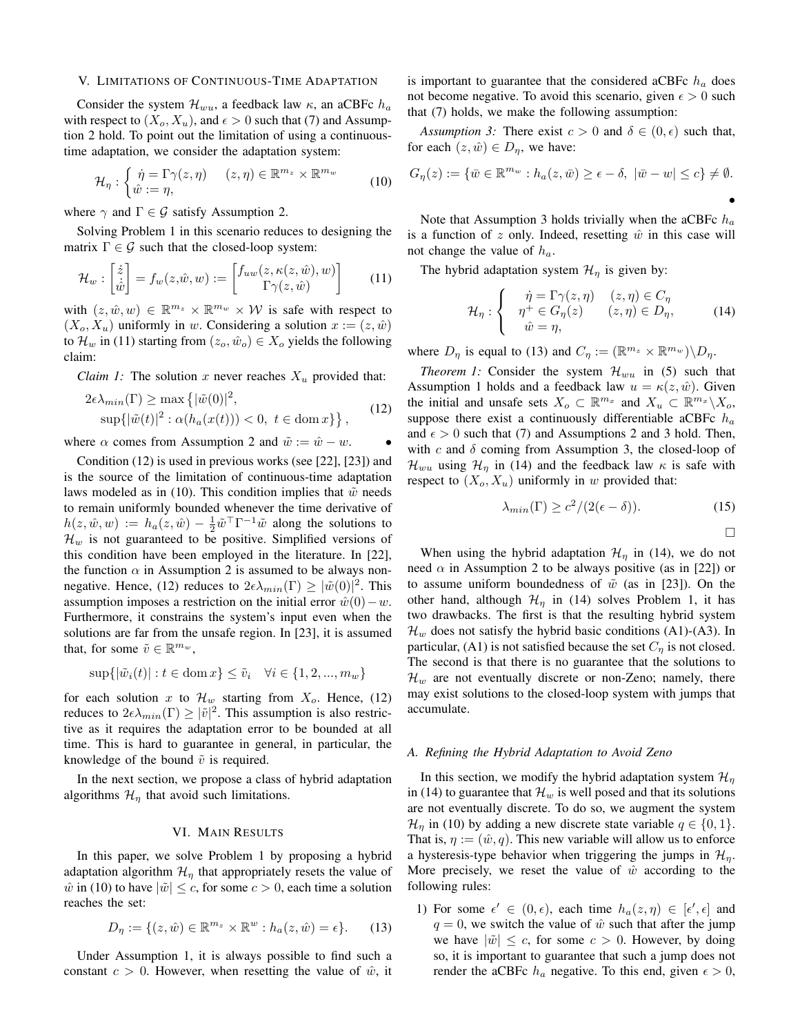## V. Limitations of Continuous-Time Adaptation

Consider the system $\mathcal{H}_{wu}$, a feedback law $\kappa$, an aCBFc $h_a$ with respect to $(X_o, X_u)$, and $\epsilon > 0$ such that (7) and Assumption 2 hold. To point out the limitation of using a continuous-time adaptation, we consider the adaptation system:

$$\mathcal{H}_\eta : \begin{cases} \dot{\eta} = \Gamma\gamma(z,\eta) & (z,\eta) \in \mathbb{R}^{m_z} \times \mathbb{R}^{m_w} \\ \hat{w} := \eta, \end{cases} \tag{10}$$

where $\gamma$ and $\Gamma \in \mathcal{G}$ satisfy Assumption 2.

Solving Problem 1 in this scenario reduces to designing the matrix $\Gamma \in \mathcal{G}$ such that the closed-loop system:

$$\mathcal{H}_w : \begin{bmatrix} \dot{z} \\ \dot{\hat{w}} \end{bmatrix} = f_w(z,\hat{w},w) := \begin{bmatrix} f_{uw}(z,\kappa(z,\hat{w}),w) \\ \Gamma\gamma(z,\hat{w}) \end{bmatrix} \tag{11}$$

with $(z,\hat{w},w) \in \mathbb{R}^{m_z} \times \mathbb{R}^{m_w} \times \mathcal{W}$ is safe with respect to $(X_o, X_u)$ uniformly in $w$. Considering a solution $x := (z, \hat{w})$ to $\mathcal{H}_w$ in (11) starting from $(z_o, \hat{w}_o) \in X_o$ yields the following claim:

*Claim 1:* The solution $x$ never reaches $X_u$ provided that:

$$\begin{aligned} 2\epsilon\lambda_{min}(\Gamma) \geq \max\big\{&|\tilde{w}(0)|^2, \\ &\sup\{|\tilde{w}(t)|^2 : \alpha(h_a(x(t))) < 0,\ t \in \operatorname{dom} x\}\big\}, \end{aligned} \tag{12}$$

where $\alpha$ comes from Assumption 2 and $\tilde{w} := \hat{w} - w$. •

Condition (12) is used in previous works (see [22], [23]) and is the source of the limitation of continuous-time adaptation laws modeled as in (10). This condition implies that $\tilde{w}$ needs to remain uniformly bounded whenever the time derivative of $h(z,\hat{w},w) := h_a(z,\hat{w}) - \frac{1}{2}\tilde{w}^\top\Gamma^{-1}\tilde{w}$ along the solutions to $\mathcal{H}_w$ is not guaranteed to be positive. Simplified versions of this condition have been employed in the literature. In [22], the function $\alpha$ in Assumption 2 is assumed to be always non-negative. Hence, (12) reduces to $2\epsilon\lambda_{min}(\Gamma) \geq |\tilde{w}(0)|^2$. This assumption imposes a restriction on the initial error $\hat{w}(0) - w$. Furthermore, it constrains the system's input even when the solutions are far from the unsafe region. In [23], it is assumed that, for some $\tilde{v} \in \mathbb{R}^{m_w}$,

$$\sup\{|\tilde{w}_i(t)| : t \in \operatorname{dom} x\} \leq \tilde{v}_i \quad \forall i \in \{1,2,...,m_w\}$$

for each solution $x$ to $\mathcal{H}_w$ starting from $X_o$. Hence, (12) reduces to $2\epsilon\lambda_{min}(\Gamma) \geq |\tilde{v}|^2$. This assumption is also restrictive as it requires the adaptation error to be bounded at all time. This is hard to guarantee in general, in particular, the knowledge of the bound $\tilde{v}$ is required.

In the next section, we propose a class of hybrid adaptation algorithms $\mathcal{H}_\eta$ that avoid such limitations.

## VI. Main Results

In this paper, we solve Problem 1 by proposing a hybrid adaptation algorithm $\mathcal{H}_\eta$ that appropriately resets the value of $\hat{w}$ in (10) to have $|\tilde{w}| \leq c$, for some $c > 0$, each time a solution reaches the set:

$$D_\eta := \{(z,\hat{w}) \in \mathbb{R}^{m_z} \times \mathbb{R}^{w} : h_a(z,\hat{w}) = \epsilon\}. \tag{13}$$

Under Assumption 1, it is always possible to find such a constant $c > 0$. However, when resetting the value of $\hat{w}$, it is important to guarantee that the considered aCBFc $h_a$ does not become negative. To avoid this scenario, given $\epsilon > 0$ such that (7) holds, we make the following assumption:

*Assumption 3:* There exist $c > 0$ and $\delta \in (0, \epsilon)$ such that, for each $(z,\hat{w}) \in D_\eta$, we have:

$$G_\eta(z) := \{\bar{w} \in \mathbb{R}^{m_w} : h_a(z,\bar{w}) \geq \epsilon - \delta,\ |\bar{w} - w| \leq c\} \neq \emptyset.$$

•

Note that Assumption 3 holds trivially when the aCBFc $h_a$ is a function of $z$ only. Indeed, resetting $\hat{w}$ in this case will not change the value of $h_a$.

The hybrid adaptation system $\mathcal{H}_\eta$ is given by:

$$\mathcal{H}_\eta : \begin{cases} \dot{\eta} = \Gamma\gamma(z,\eta) & (z,\eta) \in C_\eta \\ \eta^+ \in G_\eta(z) & (z,\eta) \in D_\eta, \\ \hat{w} = \eta, \end{cases} \tag{14}$$

where $D_\eta$ is equal to (13) and $C_\eta := (\mathbb{R}^{m_z} \times \mathbb{R}^{m_w}) \backslash D_\eta$.

*Theorem 1:* Consider the system $\mathcal{H}_{wu}$ in (5) such that Assumption 1 holds and a feedback law $u = \kappa(z,\hat{w})$. Given the initial and unsafe sets $X_o \subset \mathbb{R}^{m_x}$ and $X_u \subset \mathbb{R}^{m_x} \backslash X_o$, suppose there exist a continuously differentiable aCBFc $h_a$ and $\epsilon > 0$ such that (7) and Assumptions 2 and 3 hold. Then, with $c$ and $\delta$ coming from Assumption 3, the closed-loop of $\mathcal{H}_{wu}$ using $\mathcal{H}_\eta$ in (14) and the feedback law $\kappa$ is safe with respect to $(X_o, X_u)$ uniformly in $w$ provided that:

$$\lambda_{min}(\Gamma) \geq c^2/(2(\epsilon - \delta)). \tag{15}$$

□

When using the hybrid adaptation $\mathcal{H}_\eta$ in (14), we do not need $\alpha$ in Assumption 2 to be always positive (as in [22]) or to assume uniform boundedness of $\tilde{w}$ (as in [23]). On the other hand, although $\mathcal{H}_\eta$ in (14) solves Problem 1, it has two drawbacks. The first is that the resulting hybrid system $\mathcal{H}_w$ does not satisfy the hybrid basic conditions (A1)-(A3). In particular, (A1) is not satisfied because the set $C_\eta$ is not closed. The second is that there is no guarantee that the solutions to $\mathcal{H}_w$ are not eventually discrete or non-Zeno; namely, there may exist solutions to the closed-loop system with jumps that accumulate.

### A. Refining the Hybrid Adaptation to Avoid Zeno

In this section, we modify the hybrid adaptation system $\mathcal{H}_\eta$ in (14) to guarantee that $\mathcal{H}_w$ is well posed and that its solutions are not eventually discrete. To do so, we augment the system $\mathcal{H}_\eta$ in (10) by adding a new discrete state variable $q \in \{0, 1\}$. That is, $\eta := (\hat{w}, q)$. This new variable will allow us to enforce a hysteresis-type behavior when triggering the jumps in $\mathcal{H}_\eta$. More precisely, we reset the value of $\hat{w}$ according to the following rules:

1) For some $\epsilon' \in (0, \epsilon)$, each time $h_a(z,\eta) \in [\epsilon', \epsilon]$ and $q = 0$, we switch the value of $\hat{w}$ such that after the jump we have $|\tilde{w}| \leq c$, for some $c > 0$. However, by doing so, it is important to guarantee that such a jump does not render the aCBFc $h_a$ negative. To this end, given $\epsilon > 0$,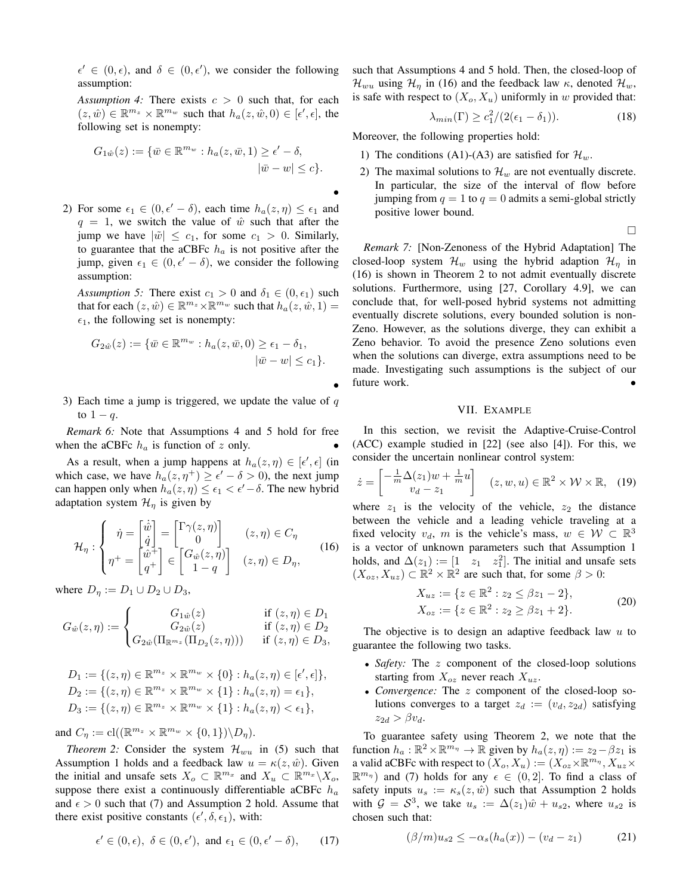$\epsilon' \in (0, \epsilon)$, and $\delta \in (0, \epsilon')$, we consider the following assumption:

*Assumption 4:* There exists $c > 0$ such that, for each $(z, \hat{w}) \in \mathbb{R}^{m_z} \times \mathbb{R}^{m_w}$ such that $h_a(z, \hat{w}, 0) \in [\epsilon', \epsilon]$, the following set is nonempty:

$$G_{1\hat{w}}(z) := \{\bar{w} \in \mathbb{R}^{m_w} : h_a(z, \bar{w}, 1) \geq \epsilon' - \delta, \quad |\bar{w} - w| \leq c\}.$$

•

2) For some $\epsilon_1 \in (0, \epsilon' - \delta)$, each time $h_a(z, \eta) \leq \epsilon_1$ and $q = 1$, we switch the value of $\hat{w}$ such that after the jump we have $|\tilde{w}| \leq c_1$, for some $c_1 > 0$. Similarly, to guarantee that the aCBFc $h_a$ is not positive after the jump, given $\epsilon_1 \in (0, \epsilon' - \delta)$, we consider the following assumption:

*Assumption 5:* There exist $c_1 > 0$ and $\delta_1 \in (0, \epsilon_1)$ such that for each $(z, \hat{w}) \in \mathbb{R}^{m_z} \times \mathbb{R}^{m_w}$ such that $h_a(z, \hat{w}, 1) = \epsilon_1$, the following set is nonempty:

$$G_{2\hat{w}}(z) := \{\bar{w} \in \mathbb{R}^{m_w} : h_a(z, \bar{w}, 0) \geq \epsilon_1 - \delta_1, \quad |\bar{w} - w| \leq c_1\}.$$

•

3) Each time a jump is triggered, we update the value of $q$ to $1 - q$.

*Remark 6:* Note that Assumptions 4 and 5 hold for free when the aCBFc $h_a$ is function of $z$ only. •

As a result, when a jump happens at $h_a(z, \eta) \in [\epsilon', \epsilon]$ (in which case, we have $h_a(z, \eta^+) \geq \epsilon' - \delta > 0$), the next jump can happen only when $h_a(z, \eta) \leq \epsilon_1 < \epsilon' - \delta$. The new hybrid adaptation system $\mathcal{H}_\eta$ is given by

$$\mathcal{H}_\eta : \begin{cases} \dot{\eta} = \begin{bmatrix} \dot{\hat{w}} \\ \dot{q} \end{bmatrix} = \begin{bmatrix} \Gamma \gamma(z, \eta) \\ 0 \end{bmatrix} & (z, \eta) \in C_\eta \\ \eta^+ = \begin{bmatrix} \hat{w}^+ \\ q^+ \end{bmatrix} \in \begin{bmatrix} G_{\hat{w}}(z, \eta) \\ 1 - q \end{bmatrix} & (z, \eta) \in D_\eta, \end{cases} \tag{16}$$

where $D_\eta := D_1 \cup D_2 \cup D_3$,

$$G_{\hat{w}}(z, \eta) := \begin{cases} G_{1\hat{w}}(z) & \text{if } (z, \eta) \in D_1 \\ G_{2\hat{w}}(z) & \text{if } (z, \eta) \in D_2 \\ G_{2\hat{w}}(\Pi_{\mathbb{R}^{m_z}}(\Pi_{D_2}(z, \eta))) & \text{if } (z, \eta) \in D_3, \end{cases}$$

$$D_1 := \{(z, \eta) \in \mathbb{R}^{m_z} \times \mathbb{R}^{m_w} \times \{0\} : h_a(z, \eta) \in [\epsilon', \epsilon]\},$$
$$D_2 := \{(z, \eta) \in \mathbb{R}^{m_z} \times \mathbb{R}^{m_w} \times \{1\} : h_a(z, \eta) = \epsilon_1\},$$
$$D_3 := \{(z, \eta) \in \mathbb{R}^{m_z} \times \mathbb{R}^{m_w} \times \{1\} : h_a(z, \eta) < \epsilon_1\},$$

and $C_\eta := \text{cl}((\mathbb{R}^{m_z} \times \mathbb{R}^{m_w} \times \{0, 1\}) \backslash D_\eta)$.

*Theorem 2:* Consider the system $\mathcal{H}_{wu}$ in (5) such that Assumption 1 holds and a feedback law $u = \kappa(z, \hat{w})$. Given the initial and unsafe sets $X_o \subset \mathbb{R}^{m_x}$ and $X_u \subset \mathbb{R}^{m_x} \backslash X_o$, suppose there exist a continuously differentiable aCBFc $h_a$ and $\epsilon > 0$ such that (7) and Assumption 2 hold. Assume that there exist positive constants $(\epsilon', \delta, \epsilon_1)$, with:

$$\epsilon' \in (0, \epsilon), \ \delta \in (0, \epsilon'), \text{ and } \epsilon_1 \in (0, \epsilon' - \delta), \tag{17}$$

such that Assumptions 4 and 5 hold. Then, the closed-loop of $\mathcal{H}_{wu}$ using $\mathcal{H}_\eta$ in (16) and the feedback law $\kappa$, denoted $\mathcal{H}_w$, is safe with respect to $(X_o, X_u)$ uniformly in $w$ provided that:

$$\lambda_{min}(\Gamma) \geq c_1^2 / (2(\epsilon_1 - \delta_1)). \tag{18}$$

Moreover, the following properties hold:

1) The conditions (A1)-(A3) are satisfied for $\mathcal{H}_w$.
2) The maximal solutions to $\mathcal{H}_w$ are not eventually discrete. In particular, the size of the interval of flow before jumping from $q = 1$ to $q = 0$ admits a semi-global strictly positive lower bound.

□

*Remark 7:* [Non-Zenoness of the Hybrid Adaptation] The closed-loop system $\mathcal{H}_w$ using the hybrid adaption $\mathcal{H}_\eta$ in (16) is shown in Theorem 2 to not admit eventually discrete solutions. Furthermore, using [27, Corollary 4.9], we can conclude that, for well-posed hybrid systems not admitting eventually discrete solutions, every bounded solution is non-Zeno. However, as the solutions diverge, they can exhibit a Zeno behavior. To avoid the presence Zeno solutions even when the solutions can diverge, extra assumptions need to be made. Investigating such assumptions is the subject of our future work. •

## VII. Example

In this section, we revisit the Adaptive-Cruise-Control (ACC) example studied in [22] (see also [4]). For this, we consider the uncertain nonlinear control system:

$$\dot{z} = \begin{bmatrix} -\frac{1}{m}\Delta(z_1)w + \frac{1}{m}u \\ v_d - z_1 \end{bmatrix} \quad (z, w, u) \in \mathbb{R}^2 \times \mathcal{W} \times \mathbb{R}, \tag{19}$$

where $z_1$ is the velocity of the vehicle, $z_2$ the distance between the vehicle and a leading vehicle traveling at a fixed velocity $v_d$, $m$ is the vehicle's mass, $w \in \mathcal{W} \subset \mathbb{R}^3$ is a vector of unknown parameters such that Assumption 1 holds, and $\Delta(z_1) := [1 \quad z_1 \quad z_1^2]$. The initial and unsafe sets $(X_{oz}, X_{uz}) \subset \mathbb{R}^2 \times \mathbb{R}^2$ are such that, for some $\beta > 0$:

$$\begin{aligned} X_{uz} &:= \{z \in \mathbb{R}^2 : z_2 \leq \beta z_1 - 2\}, \\ X_{oz} &:= \{z \in \mathbb{R}^2 : z_2 \geq \beta z_1 + 2\}. \end{aligned} \tag{20}$$

The objective is to design an adaptive feedback law $u$ to guarantee the following two tasks.

- *Safety:* The $z$ component of the closed-loop solutions starting from $X_{oz}$ never reach $X_{uz}$.
- *Convergence:* The $z$ component of the closed-loop solutions converges to a target $z_d := (v_d, z_{2d})$ satisfying $z_{2d} > \beta v_d$.

To guarantee safety using Theorem 2, we note that the function $h_a : \mathbb{R}^2 \times \mathbb{R}^{m_\eta} \to \mathbb{R}$ given by $h_a(z, \eta) := z_2 - \beta z_1$ is a valid aCBFc with respect to $(X_o, X_u) := (X_{oz} \times \mathbb{R}^{m_\eta}, X_{uz} \times \mathbb{R}^{m_\eta})$ and (7) holds for any $\epsilon \in (0, 2]$. To find a class of safety inputs $u_s := \kappa_s(z, \hat{w})$ such that Assumption 2 holds with $\mathcal{G} = \mathcal{S}^3$, we take $u_s := \Delta(z_1)\hat{w} + u_{s2}$, where $u_{s2}$ is chosen such that:

$$(\beta/m)u_{s2} \leq -\alpha_s(h_a(x)) - (v_d - z_1) \tag{21}$$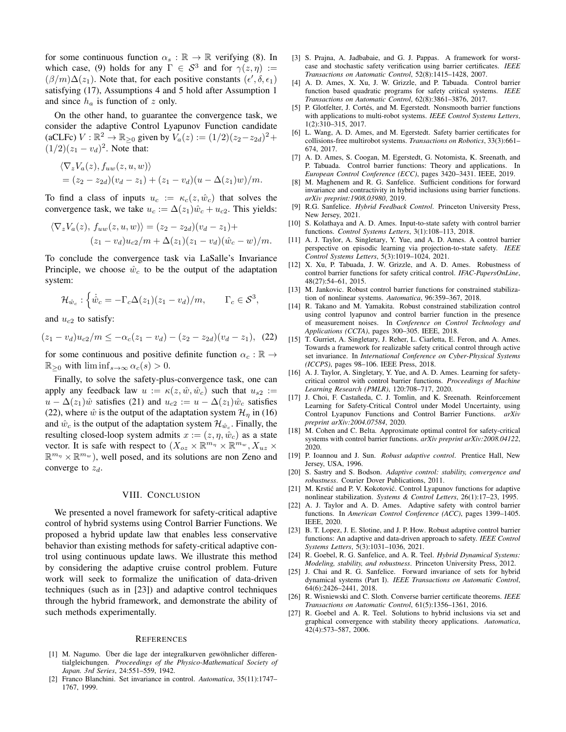for some continuous function $\alpha_s : \mathbb{R} \to \mathbb{R}$ verifying (8). In which case, (9) holds for any $\Gamma \in \mathcal{S}^3$ and for $\gamma(z,\eta) := (\beta/m)\Delta(z_1)$. Note that, for each positive constants $(\epsilon', \delta, \epsilon_1)$ satisfying (17), Assumptions 4 and 5 hold after Assumption 1 and since $h_a$ is function of $z$ only.

On the other hand, to guarantee the convergence task, we consider the adaptive Control Lyapunov Function candidate (aCLFc) $V : \mathbb{R}^2 \to \mathbb{R}_{\geq 0}$ given by $V_a(z) := (1/2)(z_2 - z_{2d})^2 + (1/2)(z_1 - v_d)^2$. Note that:

$$\begin{aligned}&\langle \nabla_z V_a(z), f_{uw}(z,u,w)\rangle \\ &= (z_2 - z_{2d})(v_d - z_1) + (z_1 - v_d)(u - \Delta(z_1)w)/m.\end{aligned}$$

To find a class of inputs $u_c := \kappa_c(z, \hat{w}_c)$ that solves the convergence task, we take $u_c := \Delta(z_1)\hat{w}_c + u_{c2}$. This yields:

$$\begin{aligned}\langle \nabla_z V_a(z),\, f_{uw}(z,u,w)\rangle &= (z_2 - z_{2d})(v_d - z_1) + \\ &(z_1 - v_d)u_{c2}/m + \Delta(z_1)(z_1 - v_d)(\hat{w}_c - w)/m.\end{aligned}$$

To conclude the convergence task via LaSalle's Invariance Principle, we choose $\hat{w}_c$ to be the output of the adaptation system:

$$\mathcal{H}_{\hat{w}_c} : \left\{ \dot{\hat{w}}_c = -\Gamma_c \Delta(z_1)(z_1 - v_d)/m, \qquad \Gamma_c \in \mathcal{S}^3, \right.$$

and $u_{c2}$ to satisfy:

$$(z_1 - v_d)u_{c2}/m \leq -\alpha_c(z_1 - v_d) - (z_2 - z_{2d})(v_d - z_1), \quad (22)$$

for some continuous and positive definite function $\alpha_c : \mathbb{R} \to \mathbb{R}_{\geq 0}$ with $\liminf_{s \to \infty} \alpha_c(s) > 0$.

Finally, to solve the safety-plus-convergence task, one can apply any feedback law $u := \kappa(z, \hat{w}, \hat{w}_c)$ such that $u_{s2} := u - \Delta(z_1)\hat{w}$ satisfies (21) and $u_{c2} := u - \Delta(z_1)\hat{w}_c$ satisfies (22), where $\hat{w}$ is the output of the adaptation system $\mathcal{H}_\eta$ in (16) and $\hat{w}_c$ is the output of the adaptation system $\mathcal{H}_{\hat{w}_c}$. Finally, the resulting closed-loop system admits $x := (z, \eta, \hat{w}_c)$ as a state vector. It is safe with respect to $(X_{oz} \times \mathbb{R}^{m_\eta} \times \mathbb{R}^{m_w}, X_{uz} \times \mathbb{R}^{m_\eta} \times \mathbb{R}^{m_w})$, well posed, and its solutions are non Zeno and converge to $z_d$.

## VIII. Conclusion

We presented a novel framework for safety-critical adaptive control of hybrid systems using Control Barrier Functions. We proposed a hybrid update law that enables less conservative behavior than existing methods for safety-critical adaptive control using continuous update laws. We illustrate this method by considering the adaptive cruise control problem. Future work will seek to formalize the unification of data-driven techniques (such as in [23]) and adaptive control techniques through the hybrid framework, and demonstrate the ability of such methods experimentally.

## References

[1] M. Nagumo. Über die lage der integralkurven gewöhnlicher differentialgleichungen. *Proceedings of the Physico-Mathematical Society of Japan. 3rd Series*, 24:551–559, 1942.

[2] Franco Blanchini. Set invariance in control. *Automatica*, 35(11):1747–1767, 1999.

[3] S. Prajna, A. Jadbabaie, and G. J. Pappas. A framework for worst-case and stochastic safety verification using barrier certificates. *IEEE Transactions on Automatic Control*, 52(8):1415–1428, 2007.

[4] A. D. Ames, X. Xu, J. W. Grizzle, and P. Tabuada. Control barrier function based quadratic programs for safety critical systems. *IEEE Transactions on Automatic Control*, 62(8):3861–3876, 2017.

[5] P. Glotfelter, J. Cortés, and M. Egerstedt. Nonsmooth barrier functions with applications to multi-robot systems. *IEEE Control Systems Letters*, 1(2):310–315, 2017.

[6] L. Wang, A. D. Ames, and M. Egerstedt. Safety barrier certificates for collisions-free multirobot systems. *Transactions on Robotics*, 33(3):661–674, 2017.

[7] A. D. Ames, S. Coogan, M. Egerstedt, G. Notomista, K. Sreenath, and P. Tabuada. Control barrier functions: Theory and applications. In *European Control Conference (ECC)*, pages 3420–3431. IEEE, 2019.

[8] M. Maghenem and R. G. Sanfelice. Sufficient conditions for forward invariance and contractivity in hybrid inclusions using barrier functions. *arXiv preprint:1908.03980*, 2019.

[9] R.G. Sanfelice. *Hybrid Feedback Control*. Princeton University Press, New Jersey, 2021.

[10] S. Kolathaya and A. D. Ames. Input-to-state safety with control barrier functions. *Control Systems Letters*, 3(1):108–113, 2018.

[11] A. J. Taylor, A. Singletary, Y. Yue, and A. D. Ames. A control barrier perspective on episodic learning via projection-to-state safety. *IEEE Control Systems Letters*, 5(3):1019–1024, 2021.

[12] X. Xu, P. Tabuada, J. W. Grizzle, and A. D. Ames. Robustness of control barrier functions for safety critical control. *IFAC-PapersOnLine*, 48(27):54–61, 2015.

[13] M. Jankovic. Robust control barrier functions for constrained stabilization of nonlinear systems. *Automatica*, 96:359–367, 2018.

[14] R. Takano and M. Yamakita. Robust constrained stabilization control using control lyapunov and control barrier function in the presence of measurement noises. In *Conference on Control Technology and Applications (CCTA)*, pages 300–305. IEEE, 2018.

[15] T. Gurriet, A. Singletary, J. Reher, L. Ciarletta, E. Feron, and A. Ames. Towards a framework for realizable safety critical control through active set invariance. In *International Conference on Cyber-Physical Systems (ICCPS)*, pages 98–106. IEEE Press, 2018.

[16] A. J. Taylor, A. Singletary, Y. Yue, and A. D. Ames. Learning for safety-critical control with control barrier functions. *Proceedings of Machine Learning Research (PMLR)*, 120:708–717, 2020.

[17] J. Choi, F. Castañeda, C. J. Tomlin, and K. Sreenath. Reinforcement Learning for Safety-Critical Control under Model Uncertainty, using Control Lyapunov Functions and Control Barrier Functions. *arXiv preprint arXiv:2004.07584*, 2020.

[18] M. Cohen and C. Belta. Approximate optimal control for safety-critical systems with control barrier functions. *arXiv preprint arXiv:2008.04122*, 2020.

[19] P. Ioannou and J. Sun. *Robust adaptive control*. Prentice Hall, New Jersey, USA, 1996.

[20] S. Sastry and S. Bodson. *Adaptive control: stability, convergence and robustness*. Courier Dover Publications, 2011.

[21] M. Krstić and P. V. Kokotović. Control Lyapunov functions for adaptive nonlinear stabilization. *Systems & Control Letters*, 26(1):17–23, 1995.

[22] A. J. Taylor and A. D. Ames. Adaptive safety with control barrier functions. In *American Control Conference (ACC)*, pages 1399–1405. IEEE, 2020.

[23] B. T. Lopez, J. E. Slotine, and J. P. How. Robust adaptive control barrier functions: An adaptive and data-driven approach to safety. *IEEE Control Systems Letters*, 5(3):1031–1036, 2021.

[24] R. Goebel, R. G. Sanfelice, and A. R. Teel. *Hybrid Dynamical Systems: Modeling, stability, and robustness*. Princeton University Press, 2012.

[25] J. Chai and R. G. Sanfelice. Forward invariance of sets for hybrid dynamical systems (Part I). *IEEE Transactions on Automatic Control*, 64(6):2426–2441, 2018.

[26] R. Wisniewski and C. Sloth. Converse barrier certificate theorems. *IEEE Transactions on Automatic Control*, 61(5):1356–1361, 2016.

[27] R. Goebel and A. R. Teel. Solutions to hybrid inclusions via set and graphical convergence with stability theory applications. *Automatica*, 42(4):573–587, 2006.